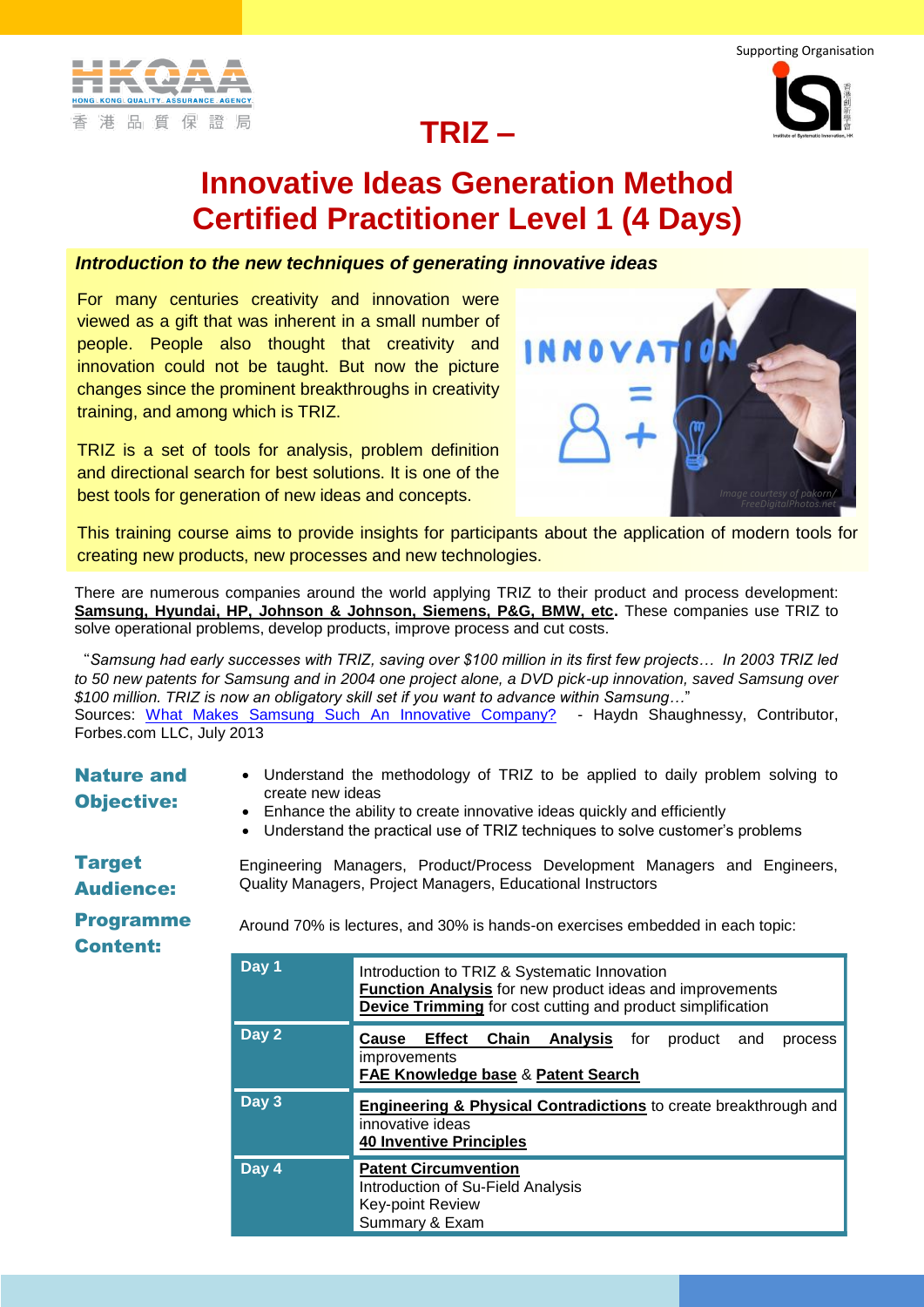Supporting Organisation

# TRIZ –

# Innovative Ideas Generation Method Certified Practitioner Level 1 (4 Days)

***Introduction to the new techniques of generating innovative ideas***

For many centuries creativity and innovation were viewed as a gift that was inherent in a small number of people. People also thought that creativity and innovation could not be taught. But now the picture changes since the prominent breakthroughs in creativity training, and among which is TRIZ.

TRIZ is a set of tools for analysis, problem definition and directional search for best solutions. It is one of the best tools for generation of new ideas and concepts.

This training course aims to provide insights for participants about the application of modern tools for creating new products, new processes and new technologies.

There are numerous companies around the world applying TRIZ to their product and process development: **Samsung, Hyundai, HP, Johnson & Johnson, Siemens, P&G, BMW, etc.** These companies use TRIZ to solve operational problems, develop products, improve process and cut costs.

"*Samsung had early successes with TRIZ, saving over $100 million in its first few projects… In 2003 TRIZ led to 50 new patents for Samsung and in 2004 one project alone, a DVD pick-up innovation, saved Samsung over $100 million. TRIZ is now an obligatory skill set if you want to advance within Samsung…*"
Sources: What Makes Samsung Such An Innovative Company? - Haydn Shaughnessy, Contributor, Forbes.com LLC, July 2013

**Nature and Objective:**

- Understand the methodology of TRIZ to be applied to daily problem solving to create new ideas
- Enhance the ability to create innovative ideas quickly and efficiently
- Understand the practical use of TRIZ techniques to solve customer's problems

**Target Audience:**

Engineering Managers, Product/Process Development Managers and Engineers, Quality Managers, Project Managers, Educational Instructors

**Programme Content:**

Around 70% is lectures, and 30% is hands-on exercises embedded in each topic:

| Day | Content |
|---|---|
| Day 1 | Introduction to TRIZ & Systematic Innovation<br>**Function Analysis** for new product ideas and improvements<br>**Device Trimming** for cost cutting and product simplification |
| Day 2 | **Cause Effect Chain Analysis** for product and process improvements<br>**FAE Knowledge base** & **Patent Search** |
| Day 3 | **Engineering & Physical Contradictions** to create breakthrough and innovative ideas<br>**40 Inventive Principles** |
| Day 4 | **Patent Circumvention**<br>Introduction of Su-Field Analysis<br>Key-point Review<br>Summary & Exam |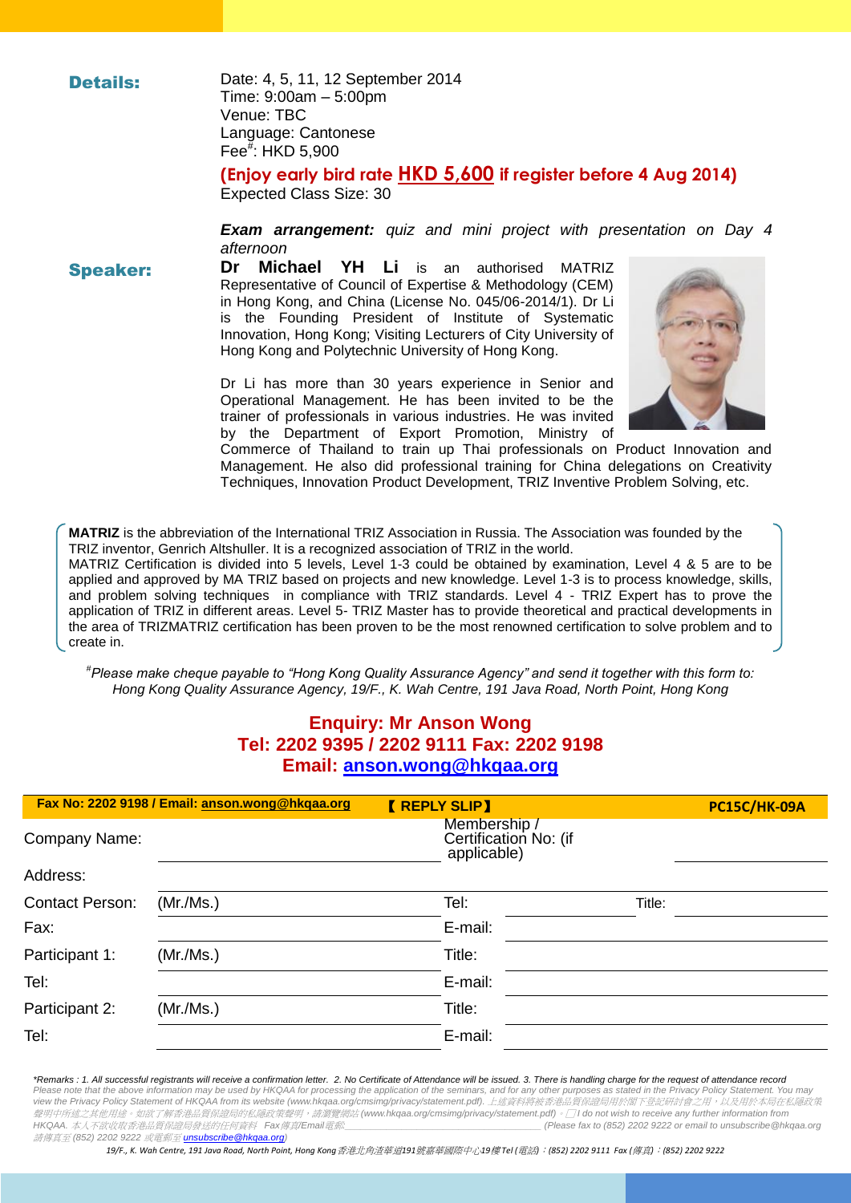**Details:**

Date: 4, 5, 11, 12 September 2014
Time: 9:00am – 5:00pm
Venue: TBC
Language: Cantonese
Fee#: HKD 5,900

**(Enjoy early bird rate HKD 5,600 if register before 4 Aug 2014)**

Expected Class Size: 30

***Exam arrangement:*** *quiz and mini project with presentation on Day 4 afternoon*

**Speaker:**

**Dr Michael YH Li** is an authorised MATRIZ Representative of Council of Expertise & Methodology (CEM) in Hong Kong, and China (License No. 045/06-2014/1). Dr Li is the Founding President of Institute of Systematic Innovation, Hong Kong; Visiting Lecturers of City University of Hong Kong and Polytechnic University of Hong Kong.

Dr Li has more than 30 years experience in Senior and Operational Management. He has been invited to be the trainer of professionals in various industries. He was invited by the Department of Export Promotion, Ministry of Commerce of Thailand to train up Thai professionals on Product Innovation and Management. He also did professional training for China delegations on Creativity Techniques, Innovation Product Development, TRIZ Inventive Problem Solving, etc.

**MATRIZ** is the abbreviation of the International TRIZ Association in Russia. The Association was founded by the TRIZ inventor, Genrich Altshuller. It is a recognized association of TRIZ in the world.
MATRIZ Certification is divided into 5 levels, Level 1-3 could be obtained by examination, Level 4 & 5 are to be applied and approved by MA TRIZ based on projects and new knowledge. Level 1-3 is to process knowledge, skills, and problem solving techniques in compliance with TRIZ standards. Level 4 - TRIZ Expert has to prove the application of TRIZ in different areas. Level 5- TRIZ Master has to provide theoretical and practical developments in the area of TRIZMATRIZ certification has been proven to be the most renowned certification to solve problem and to create in.

#*Please make cheque payable to "Hong Kong Quality Assurance Agency" and send it together with this form to: Hong Kong Quality Assurance Agency, 19/F., K. Wah Centre, 191 Java Road, North Point, Hong Kong*

**Enquiry: Mr Anson Wong**
**Tel: 2202 9395 / 2202 9111 Fax: 2202 9198**
**Email: anson.wong@hkqaa.org**

| Fax No: 2202 9198 / Email: anson.wong@hkqaa.org | | 【REPLY SLIP】 | | | PC15C/HK-09A |
|---|---|---|---|---|---|
| Company Name: | | Membership / Certification No: (if applicable) | | | |
| Address: | | | | | |
| Contact Person: | (Mr./Ms.) | Tel: | | Title: | |
| Fax: | | E-mail: | | | |
| Participant 1: | (Mr./Ms.) | Title: | | | |
| Tel: | | E-mail: | | | |
| Participant 2: | (Mr./Ms.) | Title: | | | |
| Tel: | | E-mail: | | | |

*\*Remarks : 1. All successful registrants will receive a confirmation letter. 2. No Certificate of Attendance will be issued. 3. There is handling charge for the request of attendance record*
*Please note that the above information may be used by HKQAA for processing the application of the seminars, and for any other purposes as stated in the Privacy Policy Statement. You may view the Privacy Policy Statement of HKQAA from its website (www.hkqaa.org/cmsimg/privacy/statement.pdf). 上述資料將被香港品質保證局用於閣下登記研討會之用，以及用於本局在私隱政策聲明中所述之其他用途。如欲了解香港品質保證局的私隱政策聲明，請瀏覽網站 (www.hkqaa.org/cmsimg/privacy/statement.pdf)。□ I do not wish to receive any further information from HKQAA. 本人不欲收取香港品質保證局發送的任何資料 Fax傳真/Email電郵:______________________ (Please fax to (852) 2202 9222 or email to unsubscribe@hkqaa.org 請傳真至 (852) 2202 9222 或電郵至 unsubscribe@hkqaa.org)*

*19/F., K. Wah Centre, 191 Java Road, North Point, Hong Kong 香港北角渣華道191號嘉華國際中心19樓 Tel (電話)：(852) 2202 9111 Fax (傳真)：(852) 2202 9222*